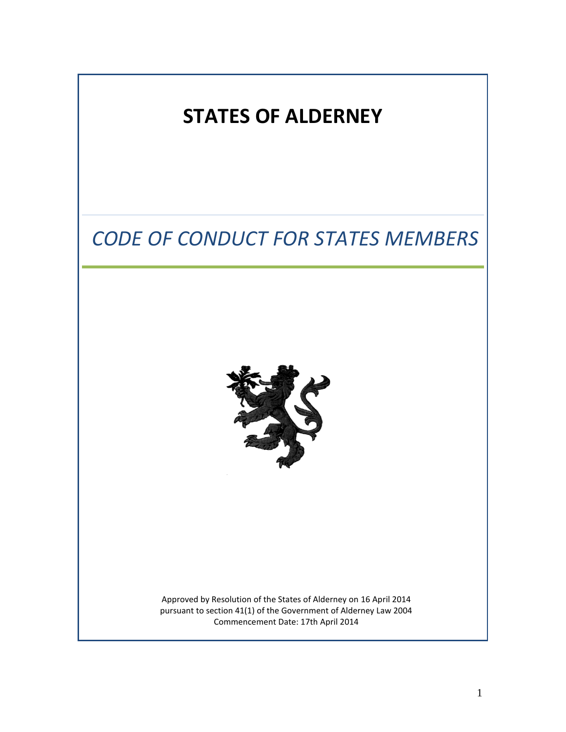# STATES OF ALDERNEY

## *CODE OF CONDUCT FOR STATES MEMBERS*

Approved by Resolution of the States of Alderney on 16 April 2014
pursuant to section 41(1) of the Government of Alderney Law 2004
Commencement Date: 17th April 2014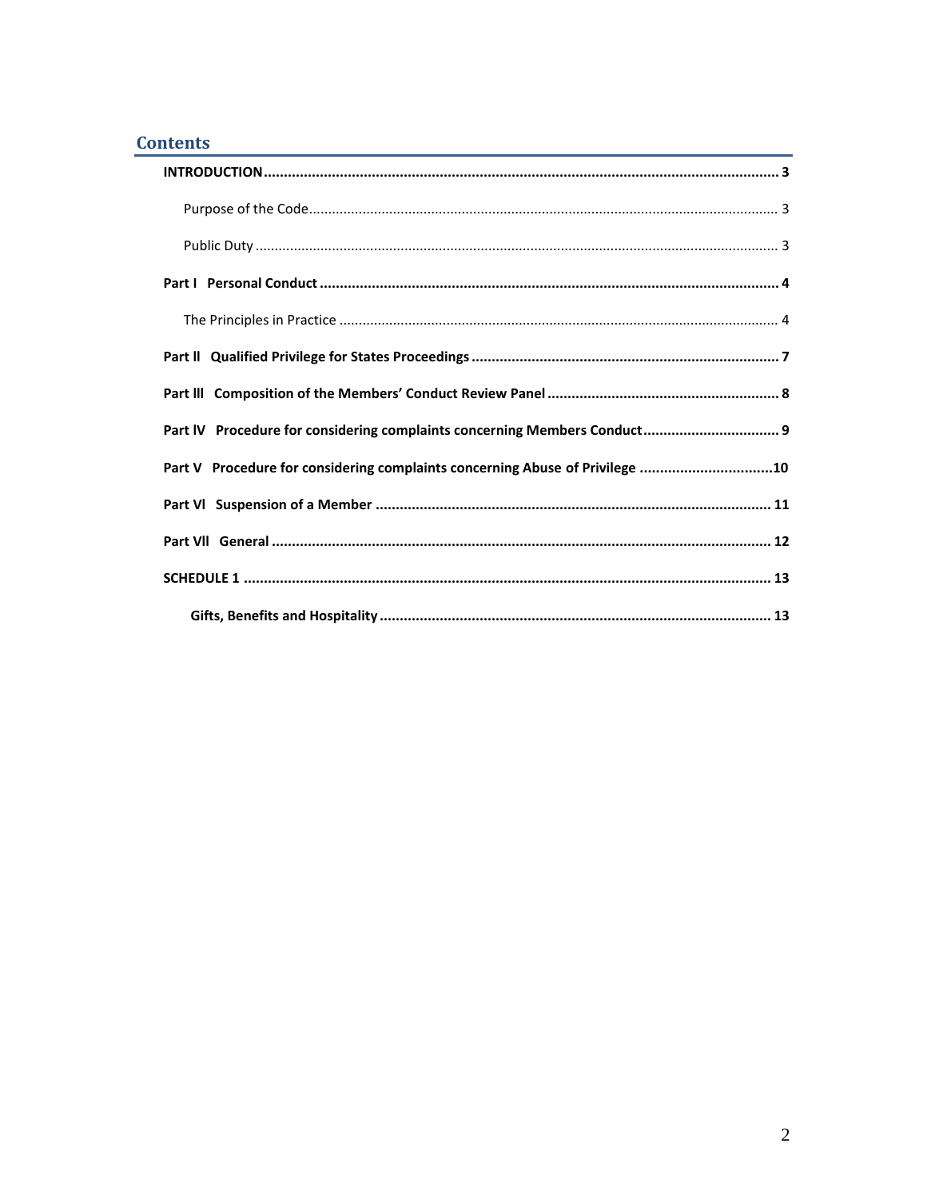## Contents

**INTRODUCTION** ........................................................................ **3**

Purpose of the Code ........................................................................ 3

Public Duty ........................................................................ 3

**Part I Personal Conduct** ........................................................................ **4**

The Principles in Practice ........................................................................ 4

**Part lI Qualified Privilege for States Proceedings** ........................................................................ **7**

**Part lII Composition of the Members' Conduct Review Panel** ........................................................................ **8**

**Part lV Procedure for considering complaints concerning Members Conduct** ........................................................................ **9**

**Part V Procedure for considering complaints concerning Abuse of Privilege** ........................................................................ **10**

**Part VI Suspension of a Member** ........................................................................ **11**

**Part VII General** ........................................................................ **12**

**SCHEDULE 1** ........................................................................ **13**

**Gifts, Benefits and Hospitality** ........................................................................ **13**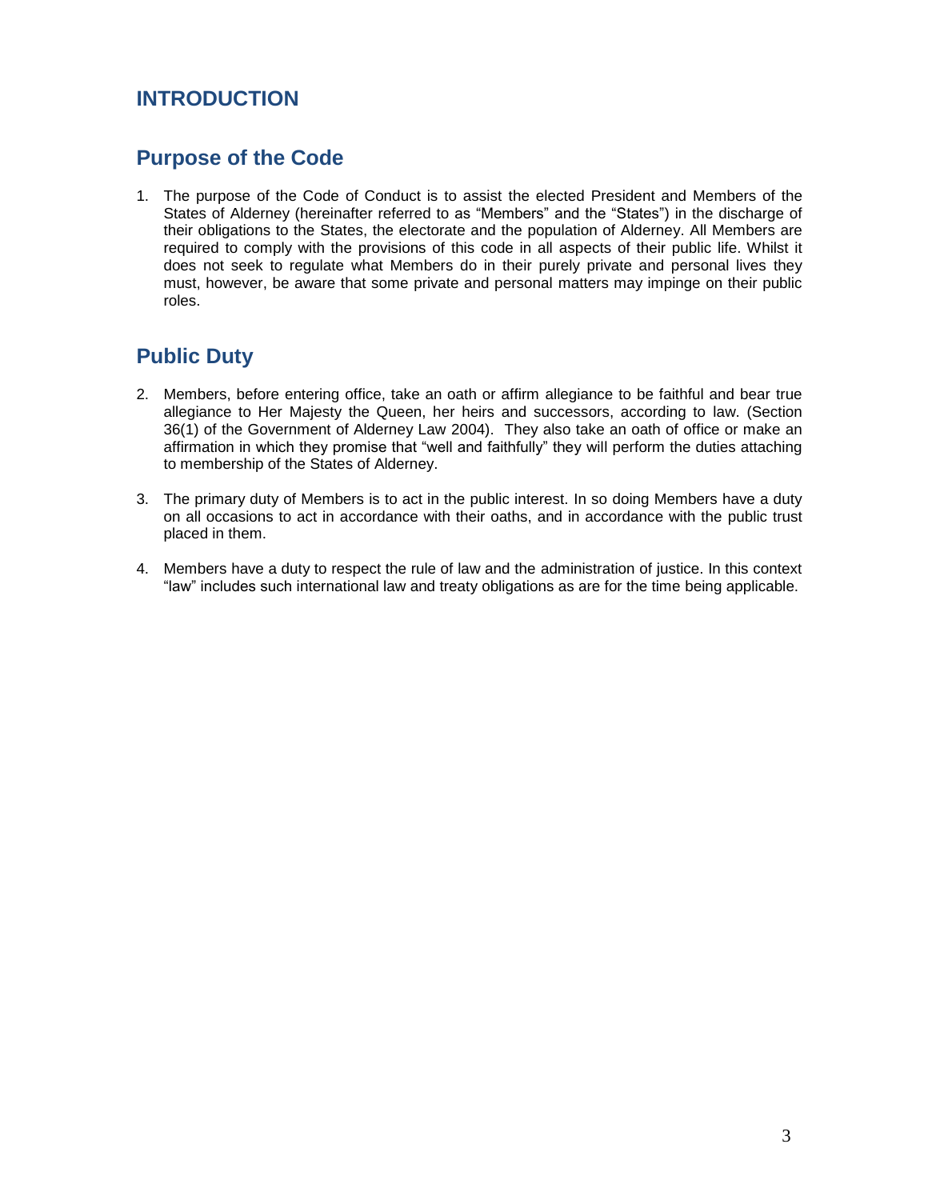# INTRODUCTION

## Purpose of the Code

1. The purpose of the Code of Conduct is to assist the elected President and Members of the States of Alderney (hereinafter referred to as "Members" and the "States") in the discharge of their obligations to the States, the electorate and the population of Alderney. All Members are required to comply with the provisions of this code in all aspects of their public life. Whilst it does not seek to regulate what Members do in their purely private and personal lives they must, however, be aware that some private and personal matters may impinge on their public roles.

## Public Duty

2. Members, before entering office, take an oath or affirm allegiance to be faithful and bear true allegiance to Her Majesty the Queen, her heirs and successors, according to law. (Section 36(1) of the Government of Alderney Law 2004). They also take an oath of office or make an affirmation in which they promise that "well and faithfully" they will perform the duties attaching to membership of the States of Alderney.

3. The primary duty of Members is to act in the public interest. In so doing Members have a duty on all occasions to act in accordance with their oaths, and in accordance with the public trust placed in them.

4. Members have a duty to respect the rule of law and the administration of justice. In this context "law" includes such international law and treaty obligations as are for the time being applicable.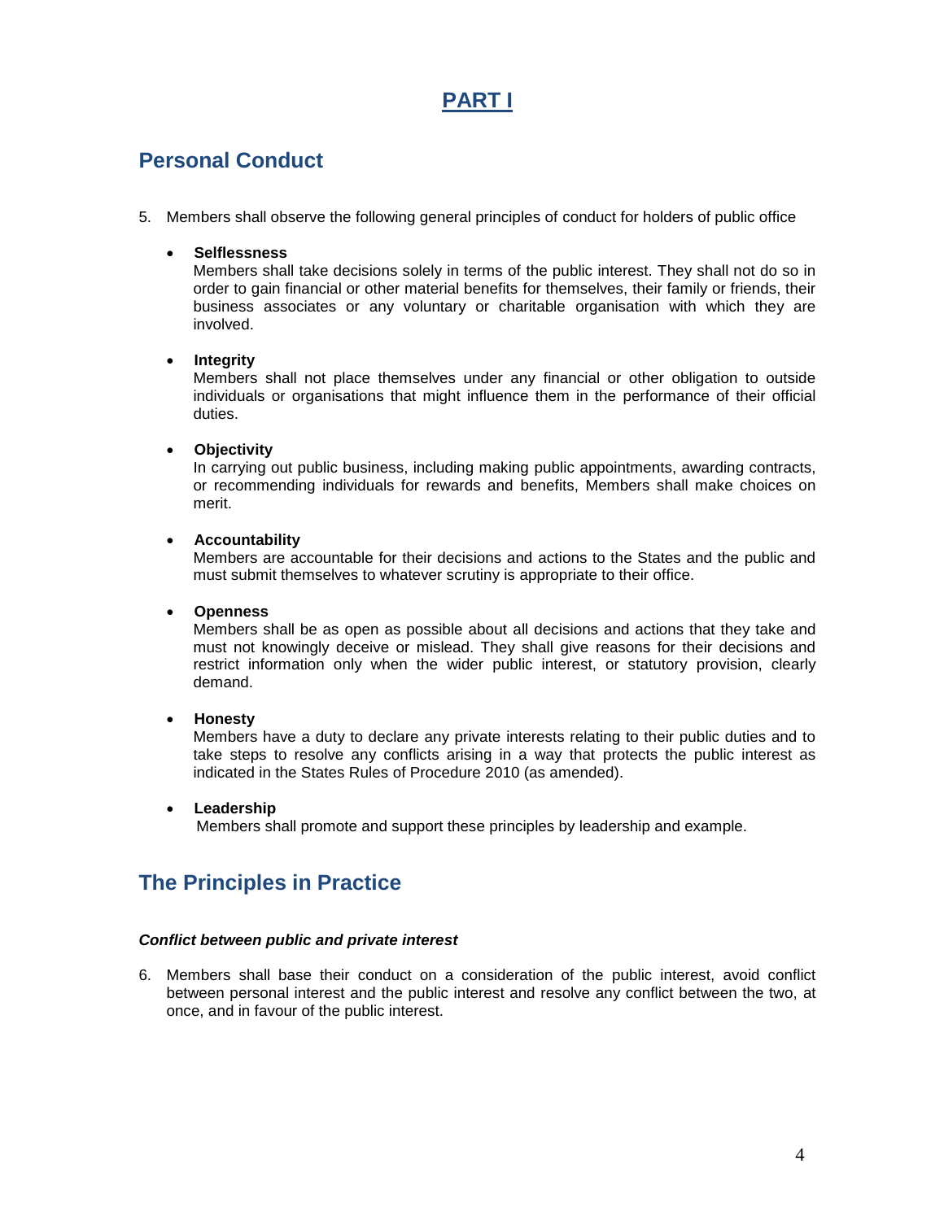# PART I

## Personal Conduct

5. Members shall observe the following general principles of conduct for holders of public office

   - **Selflessness**
     Members shall take decisions solely in terms of the public interest. They shall not do so in order to gain financial or other material benefits for themselves, their family or friends, their business associates or any voluntary or charitable organisation with which they are involved.

   - **Integrity**
     Members shall not place themselves under any financial or other obligation to outside individuals or organisations that might influence them in the performance of their official duties.

   - **Objectivity**
     In carrying out public business, including making public appointments, awarding contracts, or recommending individuals for rewards and benefits, Members shall make choices on merit.

   - **Accountability**
     Members are accountable for their decisions and actions to the States and the public and must submit themselves to whatever scrutiny is appropriate to their office.

   - **Openness**
     Members shall be as open as possible about all decisions and actions that they take and must not knowingly deceive or mislead. They shall give reasons for their decisions and restrict information only when the wider public interest, or statutory provision, clearly demand.

   - **Honesty**
     Members have a duty to declare any private interests relating to their public duties and to take steps to resolve any conflicts arising in a way that protects the public interest as indicated in the States Rules of Procedure 2010 (as amended).

   - **Leadership**
     Members shall promote and support these principles by leadership and example.

## The Principles in Practice

#### *Conflict between public and private interest*

6. Members shall base their conduct on a consideration of the public interest, avoid conflict between personal interest and the public interest and resolve any conflict between the two, at once, and in favour of the public interest.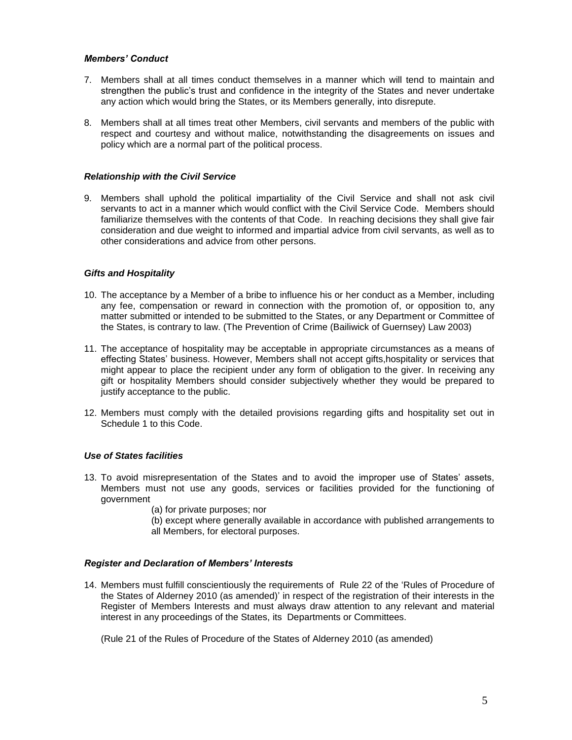### *Members' Conduct*

7. Members shall at all times conduct themselves in a manner which will tend to maintain and strengthen the public's trust and confidence in the integrity of the States and never undertake any action which would bring the States, or its Members generally, into disrepute.

8. Members shall at all times treat other Members, civil servants and members of the public with respect and courtesy and without malice, notwithstanding the disagreements on issues and policy which are a normal part of the political process.

### *Relationship with the Civil Service*

9. Members shall uphold the political impartiality of the Civil Service and shall not ask civil servants to act in a manner which would conflict with the Civil Service Code. Members should familiarize themselves with the contents of that Code. In reaching decisions they shall give fair consideration and due weight to informed and impartial advice from civil servants, as well as to other considerations and advice from other persons.

### *Gifts and Hospitality*

10. The acceptance by a Member of a bribe to influence his or her conduct as a Member, including any fee, compensation or reward in connection with the promotion of, or opposition to, any matter submitted or intended to be submitted to the States, or any Department or Committee of the States, is contrary to law. (The Prevention of Crime (Bailiwick of Guernsey) Law 2003)

11. The acceptance of hospitality may be acceptable in appropriate circumstances as a means of effecting States' business. However, Members shall not accept gifts,hospitality or services that might appear to place the recipient under any form of obligation to the giver. In receiving any gift or hospitality Members should consider subjectively whether they would be prepared to justify acceptance to the public.

12. Members must comply with the detailed provisions regarding gifts and hospitality set out in Schedule 1 to this Code.

### *Use of States facilities*

13. To avoid misrepresentation of the States and to avoid the improper use of States' assets, Members must not use any goods, services or facilities provided for the functioning of government

    (a) for private purposes; nor

    (b) except where generally available in accordance with published arrangements to all Members, for electoral purposes.

### *Register and Declaration of Members' Interests*

14. Members must fulfill conscientiously the requirements of Rule 22 of the 'Rules of Procedure of the States of Alderney 2010 (as amended)' in respect of the registration of their interests in the Register of Members Interests and must always draw attention to any relevant and material interest in any proceedings of the States, its Departments or Committees.

    (Rule 21 of the Rules of Procedure of the States of Alderney 2010 (as amended)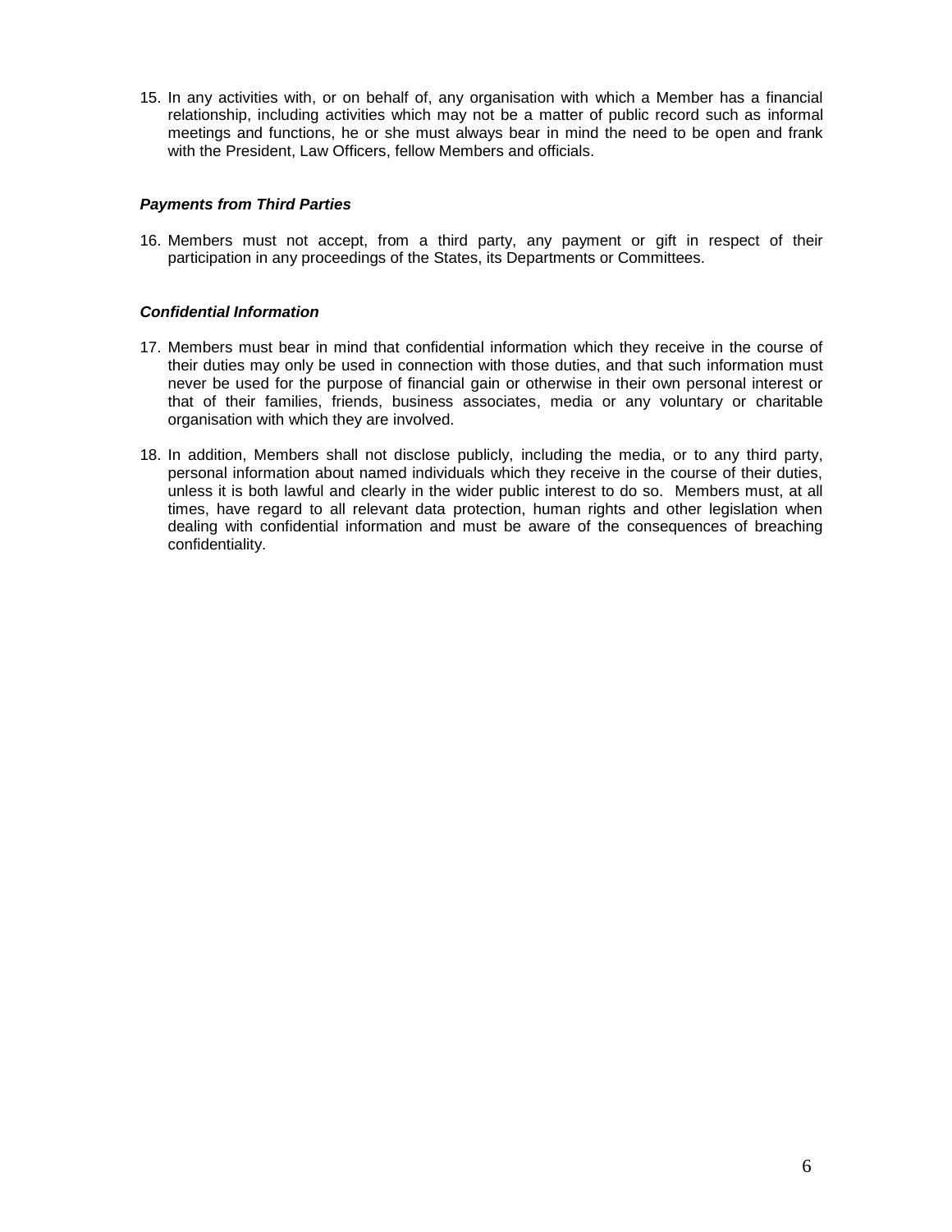15. In any activities with, or on behalf of, any organisation with which a Member has a financial relationship, including activities which may not be a matter of public record such as informal meetings and functions, he or she must always bear in mind the need to be open and frank with the President, Law Officers, fellow Members and officials.

***Payments from Third Parties***

16. Members must not accept, from a third party, any payment or gift in respect of their participation in any proceedings of the States, its Departments or Committees.

***Confidential Information***

17. Members must bear in mind that confidential information which they receive in the course of their duties may only be used in connection with those duties, and that such information must never be used for the purpose of financial gain or otherwise in their own personal interest or that of their families, friends, business associates, media or any voluntary or charitable organisation with which they are involved.

18. In addition, Members shall not disclose publicly, including the media, or to any third party, personal information about named individuals which they receive in the course of their duties, unless it is both lawful and clearly in the wider public interest to do so. Members must, at all times, have regard to all relevant data protection, human rights and other legislation when dealing with confidential information and must be aware of the consequences of breaching confidentiality.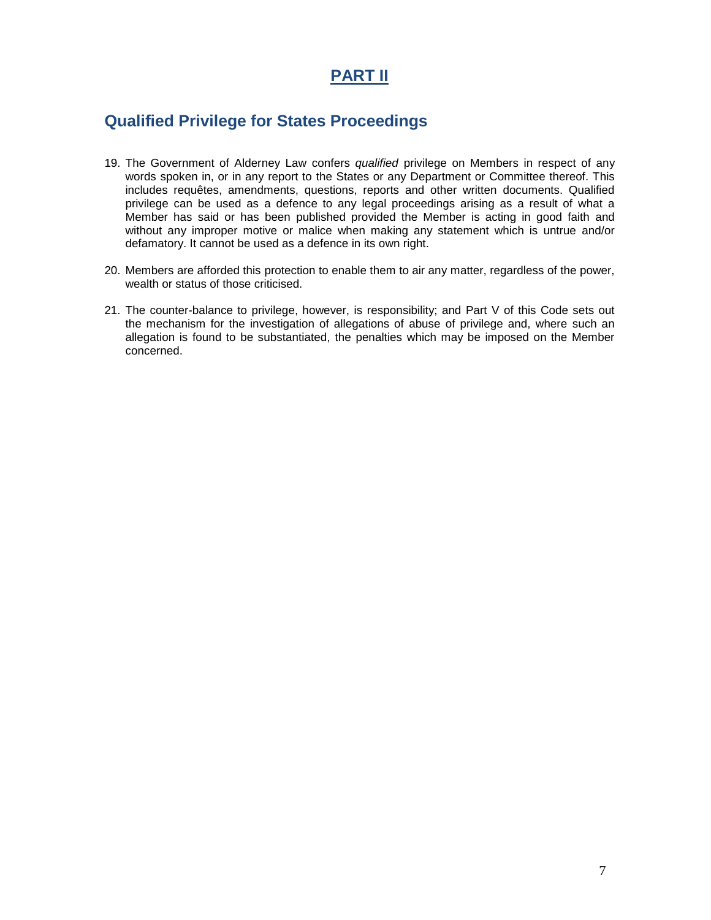# PART II

## Qualified Privilege for States Proceedings

19. The Government of Alderney Law confers *qualified* privilege on Members in respect of any words spoken in, or in any report to the States or any Department or Committee thereof. This includes requêtes, amendments, questions, reports and other written documents. Qualified privilege can be used as a defence to any legal proceedings arising as a result of what a Member has said or has been published provided the Member is acting in good faith and without any improper motive or malice when making any statement which is untrue and/or defamatory. It cannot be used as a defence in its own right.

20. Members are afforded this protection to enable them to air any matter, regardless of the power, wealth or status of those criticised.

21. The counter-balance to privilege, however, is responsibility; and Part V of this Code sets out the mechanism for the investigation of allegations of abuse of privilege and, where such an allegation is found to be substantiated, the penalties which may be imposed on the Member concerned.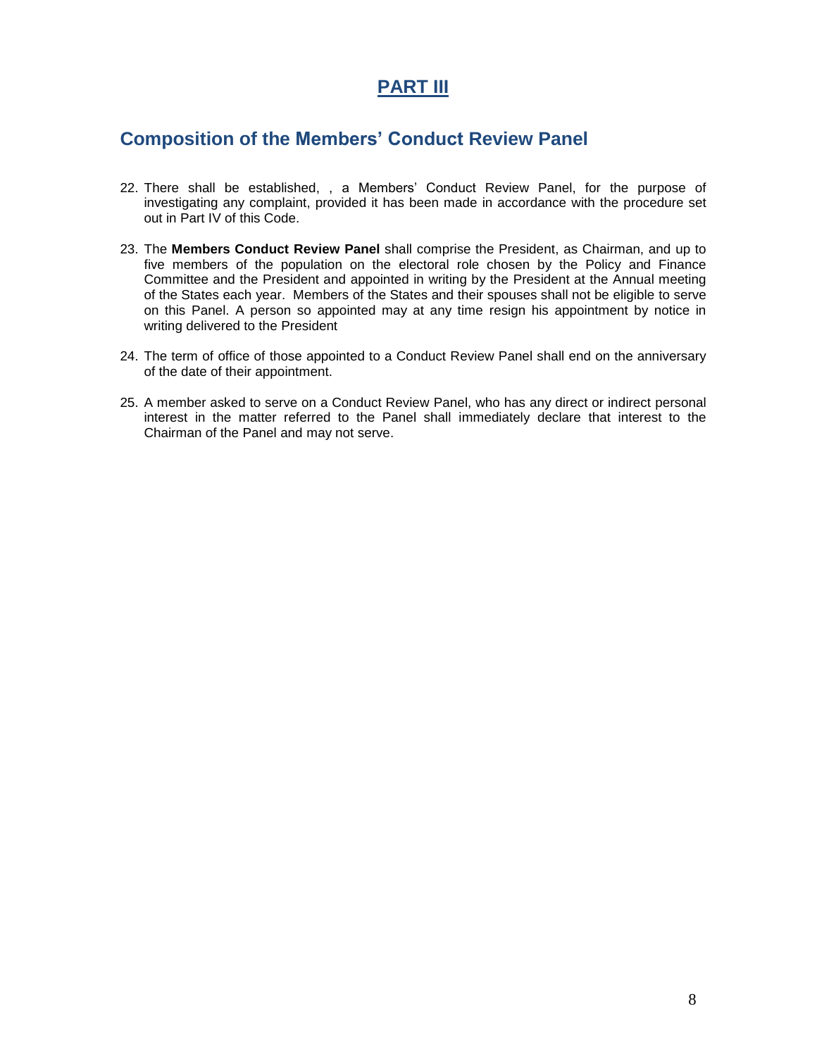# PART III

## Composition of the Members' Conduct Review Panel

22. There shall be established, , a Members' Conduct Review Panel, for the purpose of investigating any complaint, provided it has been made in accordance with the procedure set out in Part IV of this Code.

23. The **Members Conduct Review Panel** shall comprise the President, as Chairman, and up to five members of the population on the electoral role chosen by the Policy and Finance Committee and the President and appointed in writing by the President at the Annual meeting of the States each year. Members of the States and their spouses shall not be eligible to serve on this Panel. A person so appointed may at any time resign his appointment by notice in writing delivered to the President

24. The term of office of those appointed to a Conduct Review Panel shall end on the anniversary of the date of their appointment.

25. A member asked to serve on a Conduct Review Panel, who has any direct or indirect personal interest in the matter referred to the Panel shall immediately declare that interest to the Chairman of the Panel and may not serve.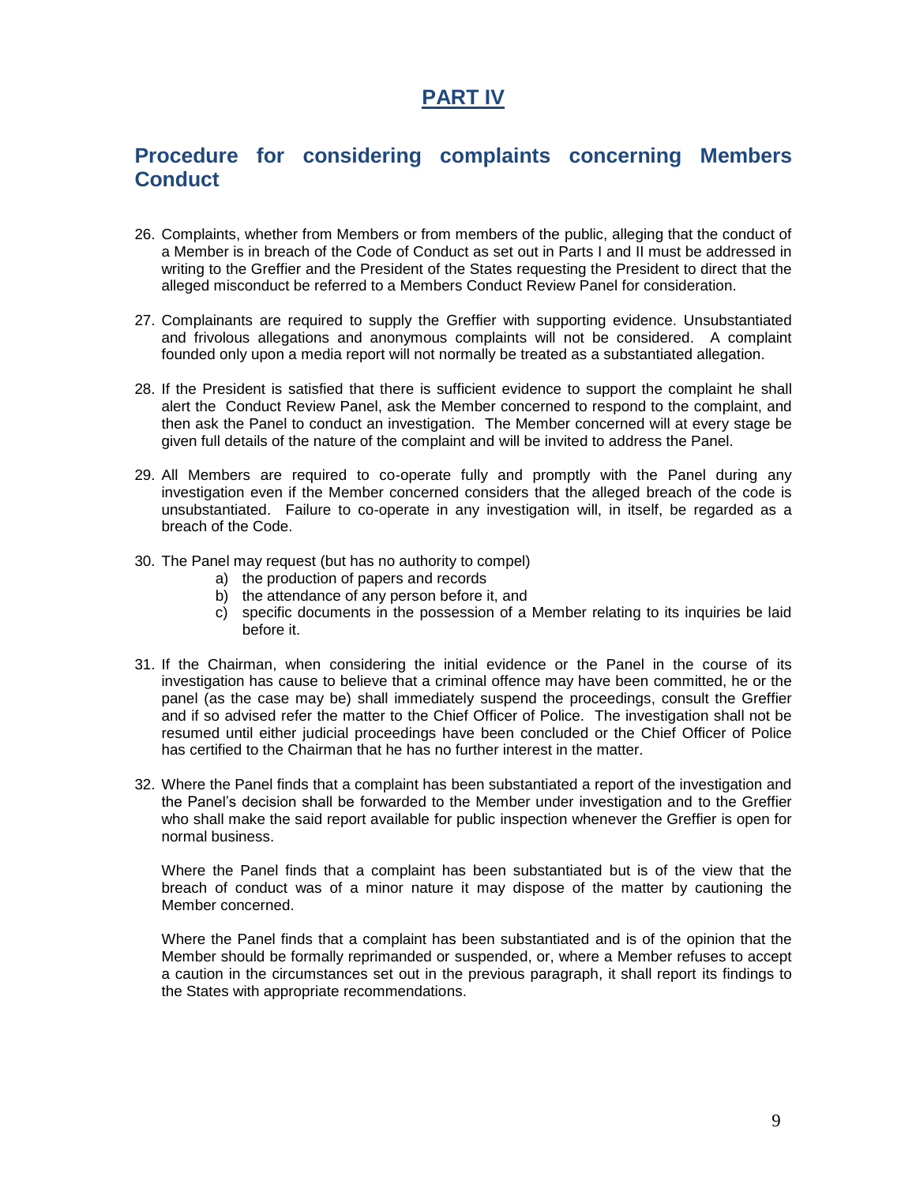# PART IV

## Procedure for considering complaints concerning Members Conduct

26. Complaints, whether from Members or from members of the public, alleging that the conduct of a Member is in breach of the Code of Conduct as set out in Parts I and II must be addressed in writing to the Greffier and the President of the States requesting the President to direct that the alleged misconduct be referred to a Members Conduct Review Panel for consideration.

27. Complainants are required to supply the Greffier with supporting evidence. Unsubstantiated and frivolous allegations and anonymous complaints will not be considered. A complaint founded only upon a media report will not normally be treated as a substantiated allegation.

28. If the President is satisfied that there is sufficient evidence to support the complaint he shall alert the Conduct Review Panel, ask the Member concerned to respond to the complaint, and then ask the Panel to conduct an investigation. The Member concerned will at every stage be given full details of the nature of the complaint and will be invited to address the Panel.

29. All Members are required to co-operate fully and promptly with the Panel during any investigation even if the Member concerned considers that the alleged breach of the code is unsubstantiated. Failure to co-operate in any investigation will, in itself, be regarded as a breach of the Code.

30. The Panel may request (but has no authority to compel)
    a) the production of papers and records
    b) the attendance of any person before it, and
    c) specific documents in the possession of a Member relating to its inquiries be laid before it.

31. If the Chairman, when considering the initial evidence or the Panel in the course of its investigation has cause to believe that a criminal offence may have been committed, he or the panel (as the case may be) shall immediately suspend the proceedings, consult the Greffier and if so advised refer the matter to the Chief Officer of Police. The investigation shall not be resumed until either judicial proceedings have been concluded or the Chief Officer of Police has certified to the Chairman that he has no further interest in the matter.

32. Where the Panel finds that a complaint has been substantiated a report of the investigation and the Panel's decision shall be forwarded to the Member under investigation and to the Greffier who shall make the said report available for public inspection whenever the Greffier is open for normal business.

    Where the Panel finds that a complaint has been substantiated but is of the view that the breach of conduct was of a minor nature it may dispose of the matter by cautioning the Member concerned.

    Where the Panel finds that a complaint has been substantiated and is of the opinion that the Member should be formally reprimanded or suspended, or, where a Member refuses to accept a caution in the circumstances set out in the previous paragraph, it shall report its findings to the States with appropriate recommendations.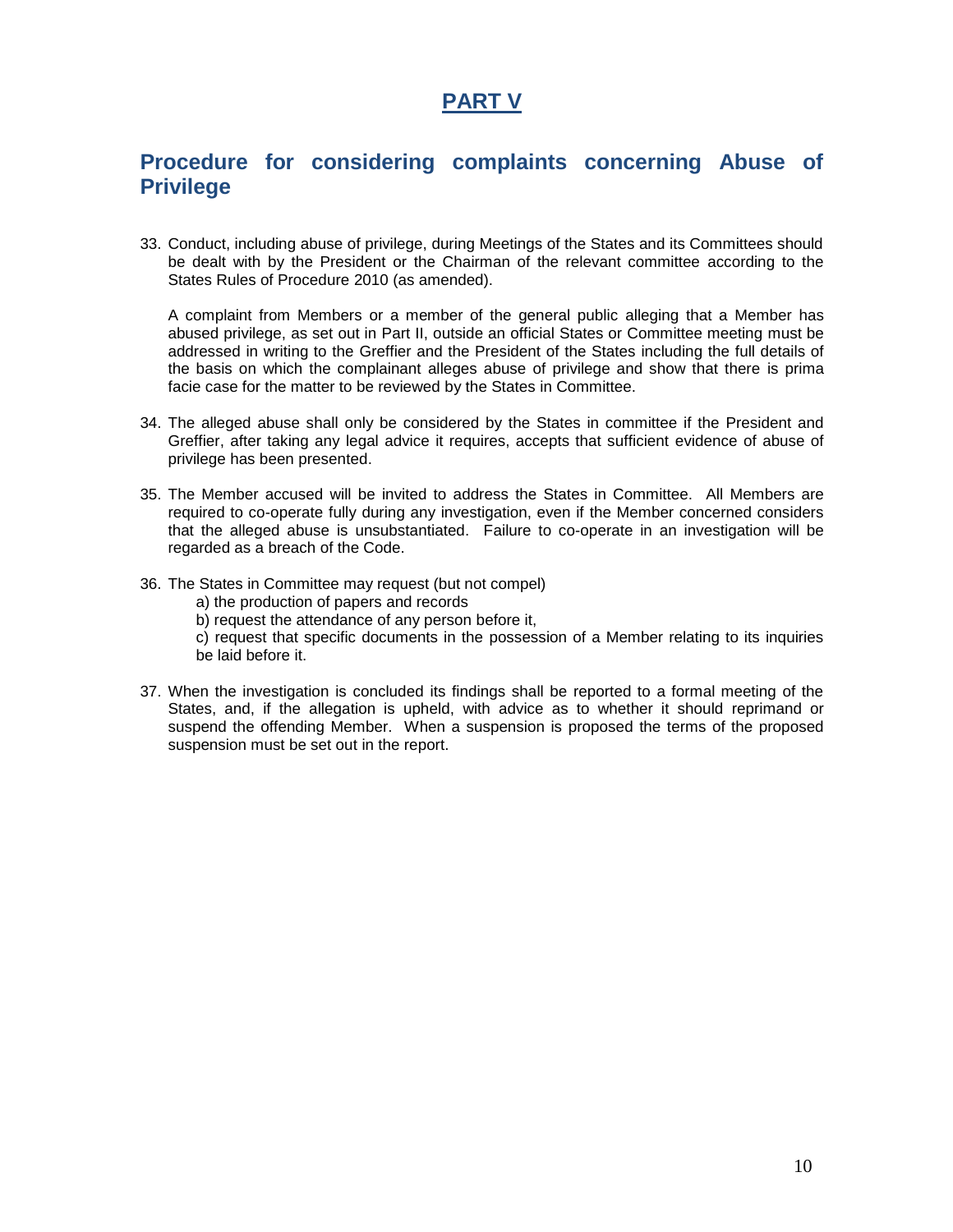# PART V

## Procedure for considering complaints concerning Abuse of Privilege

33. Conduct, including abuse of privilege, during Meetings of the States and its Committees should be dealt with by the President or the Chairman of the relevant committee according to the States Rules of Procedure 2010 (as amended).

    A complaint from Members or a member of the general public alleging that a Member has abused privilege, as set out in Part II, outside an official States or Committee meeting must be addressed in writing to the Greffier and the President of the States including the full details of the basis on which the complainant alleges abuse of privilege and show that there is prima facie case for the matter to be reviewed by the States in Committee.

34. The alleged abuse shall only be considered by the States in committee if the President and Greffier, after taking any legal advice it requires, accepts that sufficient evidence of abuse of privilege has been presented.

35. The Member accused will be invited to address the States in Committee. All Members are required to co-operate fully during any investigation, even if the Member concerned considers that the alleged abuse is unsubstantiated. Failure to co-operate in an investigation will be regarded as a breach of the Code.

36. The States in Committee may request (but not compel)
    a) the production of papers and records
    b) request the attendance of any person before it,
    c) request that specific documents in the possession of a Member relating to its inquiries be laid before it.

37. When the investigation is concluded its findings shall be reported to a formal meeting of the States, and, if the allegation is upheld, with advice as to whether it should reprimand or suspend the offending Member. When a suspension is proposed the terms of the proposed suspension must be set out in the report.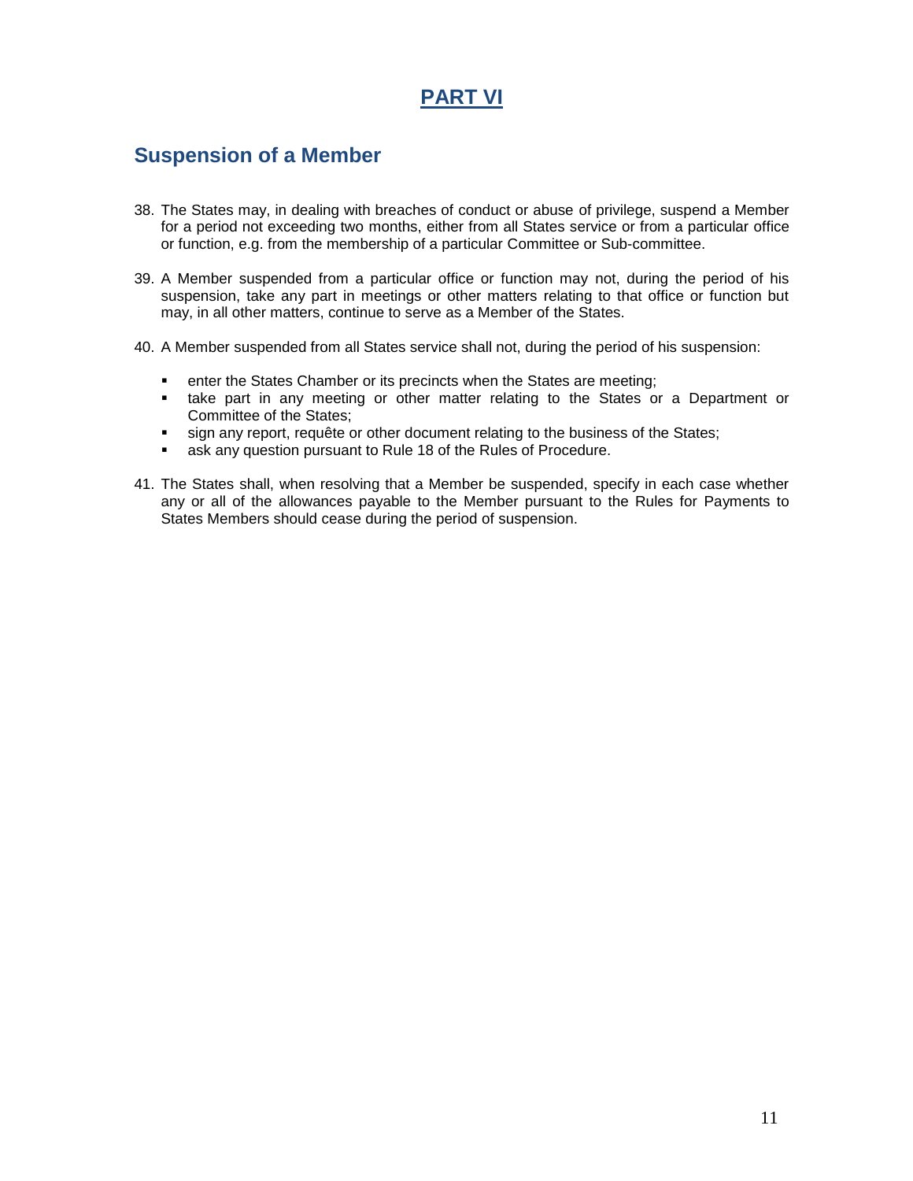# PART VI

## Suspension of a Member

38. The States may, in dealing with breaches of conduct or abuse of privilege, suspend a Member for a period not exceeding two months, either from all States service or from a particular office or function, e.g. from the membership of a particular Committee or Sub-committee.

39. A Member suspended from a particular office or function may not, during the period of his suspension, take any part in meetings or other matters relating to that office or function but may, in all other matters, continue to serve as a Member of the States.

40. A Member suspended from all States service shall not, during the period of his suspension:

    - enter the States Chamber or its precincts when the States are meeting;
    - take part in any meeting or other matter relating to the States or a Department or Committee of the States;
    - sign any report, requête or other document relating to the business of the States;
    - ask any question pursuant to Rule 18 of the Rules of Procedure.

41. The States shall, when resolving that a Member be suspended, specify in each case whether any or all of the allowances payable to the Member pursuant to the Rules for Payments to States Members should cease during the period of suspension.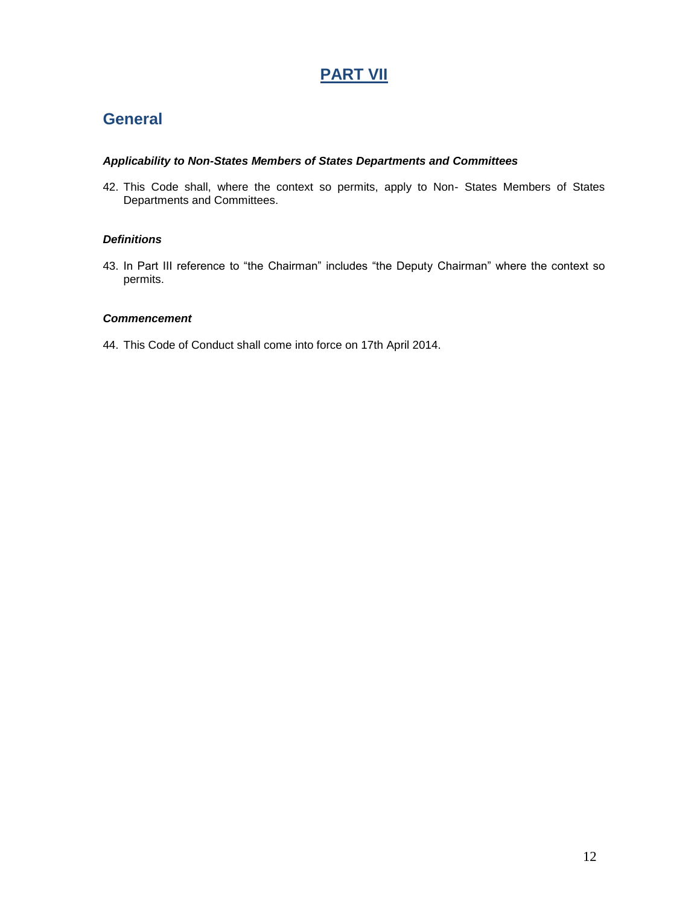# PART VII

## General

***Applicability to Non-States Members of States Departments and Committees***

42. This Code shall, where the context so permits, apply to Non- States Members of States Departments and Committees.

***Definitions***

43. In Part III reference to “the Chairman” includes “the Deputy Chairman” where the context so permits.

***Commencement***

44. This Code of Conduct shall come into force on 17th April 2014.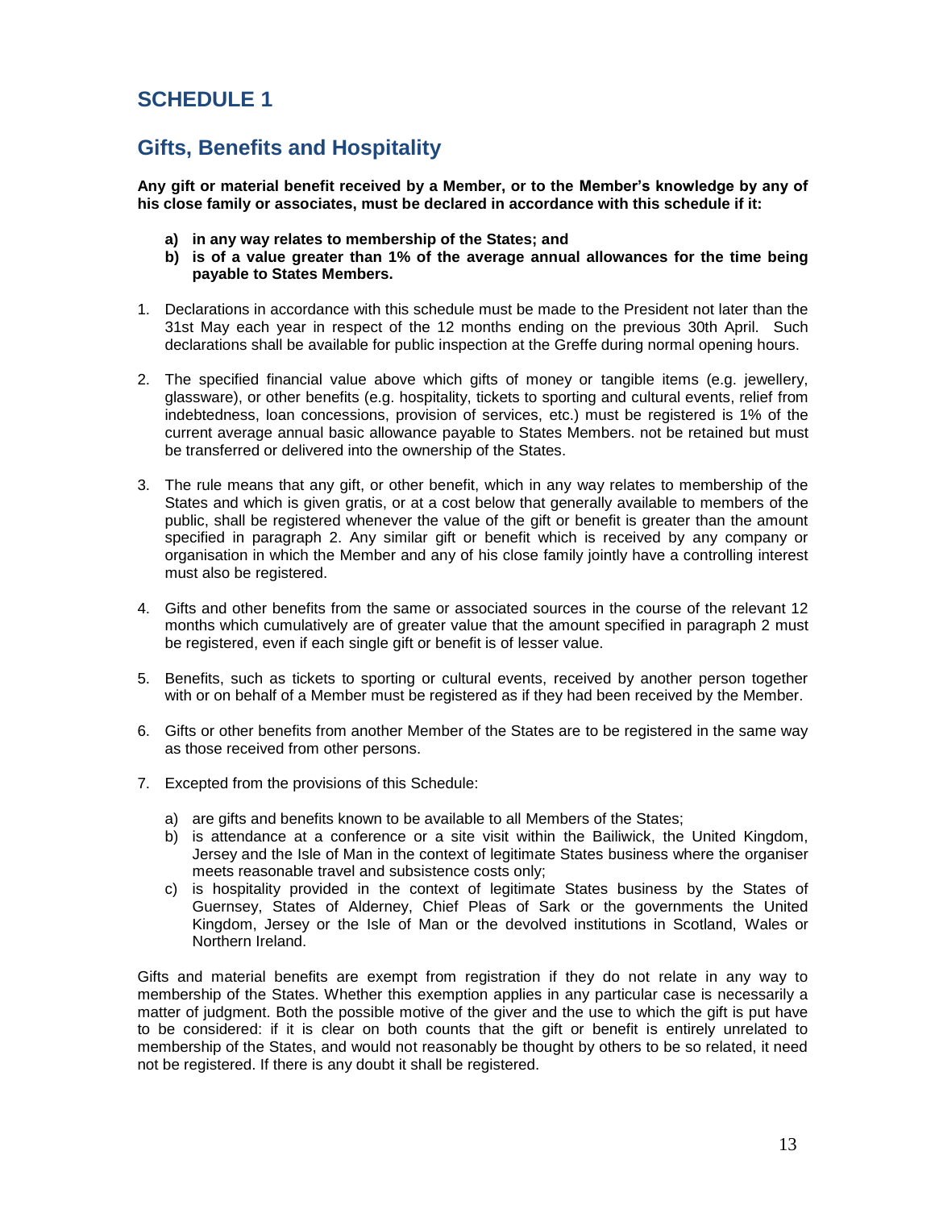# SCHEDULE 1

## Gifts, Benefits and Hospitality

**Any gift or material benefit received by a Member, or to the Member's knowledge by any of his close family or associates, must be declared in accordance with this schedule if it:**

- **a) in any way relates to membership of the States; and**
- **b) is of a value greater than 1% of the average annual allowances for the time being payable to States Members.**

1. Declarations in accordance with this schedule must be made to the President not later than the 31st May each year in respect of the 12 months ending on the previous 30th April. Such declarations shall be available for public inspection at the Greffe during normal opening hours.

2. The specified financial value above which gifts of money or tangible items (e.g. jewellery, glassware), or other benefits (e.g. hospitality, tickets to sporting and cultural events, relief from indebtedness, loan concessions, provision of services, etc.) must be registered is 1% of the current average annual basic allowance payable to States Members. not be retained but must be transferred or delivered into the ownership of the States.

3. The rule means that any gift, or other benefit, which in any way relates to membership of the States and which is given gratis, or at a cost below that generally available to members of the public, shall be registered whenever the value of the gift or benefit is greater than the amount specified in paragraph 2. Any similar gift or benefit which is received by any company or organisation in which the Member and any of his close family jointly have a controlling interest must also be registered.

4. Gifts and other benefits from the same or associated sources in the course of the relevant 12 months which cumulatively are of greater value that the amount specified in paragraph 2 must be registered, even if each single gift or benefit is of lesser value.

5. Benefits, such as tickets to sporting or cultural events, received by another person together with or on behalf of a Member must be registered as if they had been received by the Member.

6. Gifts or other benefits from another Member of the States are to be registered in the same way as those received from other persons.

7. Excepted from the provisions of this Schedule:

   a) are gifts and benefits known to be available to all Members of the States;

   b) is attendance at a conference or a site visit within the Bailiwick, the United Kingdom, Jersey and the Isle of Man in the context of legitimate States business where the organiser meets reasonable travel and subsistence costs only;

   c) is hospitality provided in the context of legitimate States business by the States of Guernsey, States of Alderney, Chief Pleas of Sark or the governments the United Kingdom, Jersey or the Isle of Man or the devolved institutions in Scotland, Wales or Northern Ireland.

Gifts and material benefits are exempt from registration if they do not relate in any way to membership of the States. Whether this exemption applies in any particular case is necessarily a matter of judgment. Both the possible motive of the giver and the use to which the gift is put have to be considered: if it is clear on both counts that the gift or benefit is entirely unrelated to membership of the States, and would not reasonably be thought by others to be so related, it need not be registered. If there is any doubt it shall be registered.